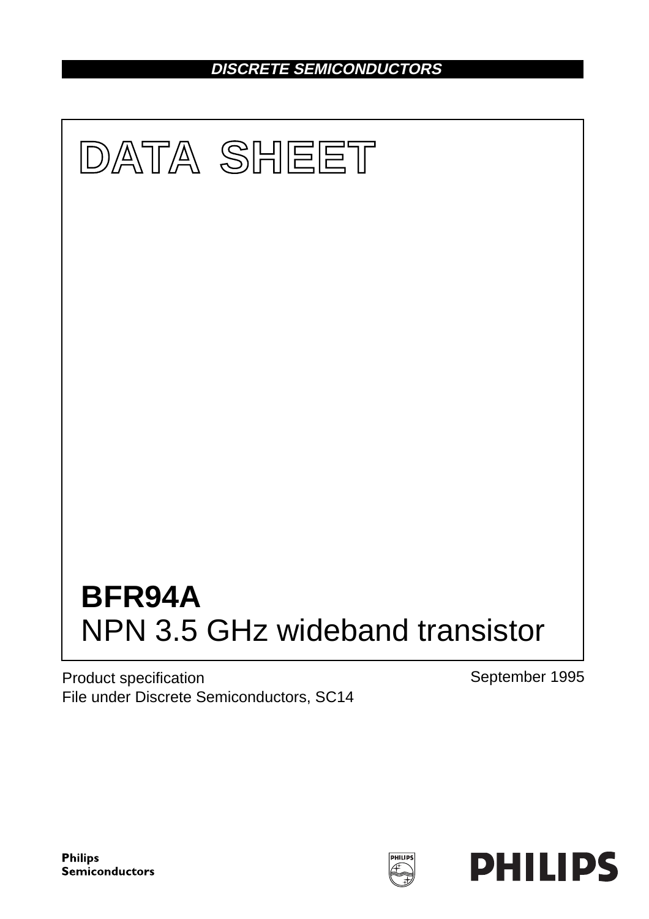DISCRETE SEMICONDUCTORS

# DATA SHEET

# BFR94A
## NPN 3.5 GHz wideband transistor

Product specification
File under Discrete Semiconductors, SC14

September 1995

Philips
Semiconductors

PHILIPS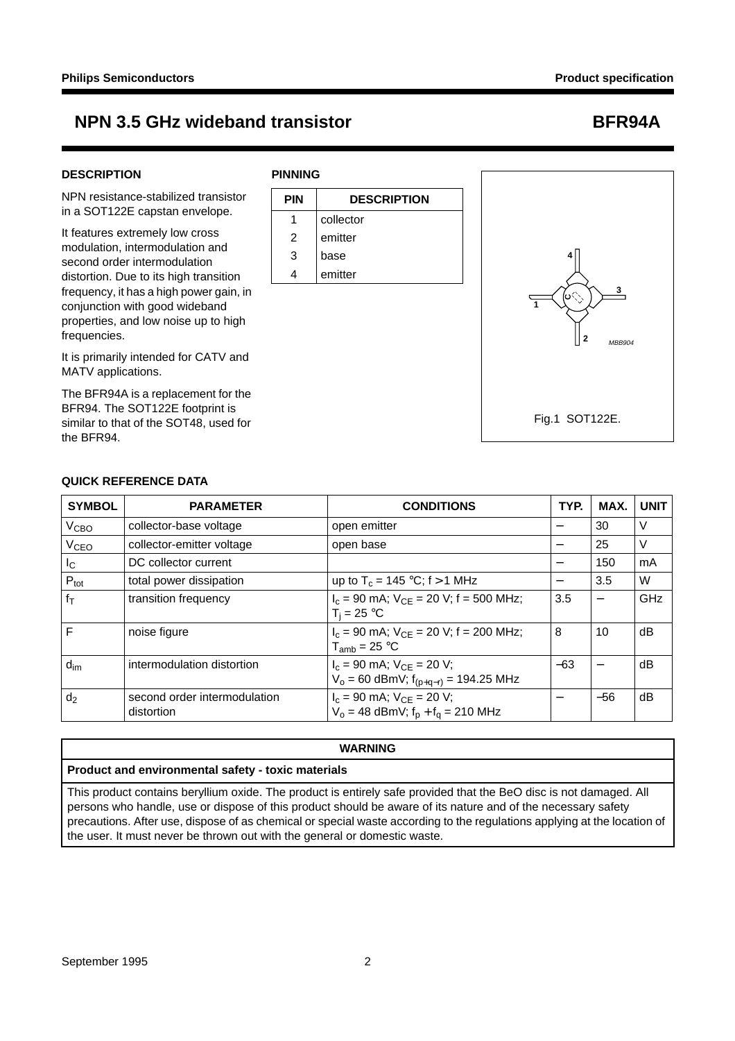# NPN 3.5 GHz wideband transistor — BFR94A

## DESCRIPTION

NPN resistance-stabilized transistor in a SOT122E capstan envelope.

It features extremely low cross modulation, intermodulation and second order intermodulation distortion. Due to its high transition frequency, it has a high power gain, in conjunction with good wideband properties, and low noise up to high frequencies.

It is primarily intended for CATV and MATV applications.

The BFR94A is a replacement for the BFR94. The SOT122E footprint is similar to that of the SOT48, used for the BFR94.

## PINNING

| PIN | DESCRIPTION |
|---|---|
| 1 | collector |
| 2 | emitter |
| 3 | base |
| 4 | emitter |

Fig.1 SOT122E.

## QUICK REFERENCE DATA

| SYMBOL | PARAMETER | CONDITIONS | TYP. | MAX. | UNIT |
|---|---|---|---|---|---|
| $V_{CBO}$ | collector-base voltage | open emitter | – | 30 | V |
| $V_{CEO}$ | collector-emitter voltage | open base | – | 25 | V |
| $I_C$ | DC collector current | | – | 150 | mA |
| $P_{tot}$ | total power dissipation | up to $T_c$ = 145 °C; f > 1 MHz | – | 3.5 | W |
| $f_T$ | transition frequency | $I_c$ = 90 mA; $V_{CE}$ = 20 V; f = 500 MHz; $T_j$ = 25 °C | 3.5 | – | GHz |
| F | noise figure | $I_c$ = 90 mA; $V_{CE}$ = 20 V; f = 200 MHz; $T_{amb}$ = 25 °C | 8 | 10 | dB |
| $d_{im}$ | intermodulation distortion | $I_c$ = 90 mA; $V_{CE}$ = 20 V; $V_o$ = 60 dBmV; $f_{(p+q-r)}$ = 194.25 MHz | −63 | – | dB |
| $d_2$ | second order intermodulation distortion | $I_c$ = 90 mA; $V_{CE}$ = 20 V; $V_o$ = 48 dBmV; $f_p + f_q$ = 210 MHz | – | −56 | dB |

## WARNING

**Product and environmental safety - toxic materials**

This product contains beryllium oxide. The product is entirely safe provided that the BeO disc is not damaged. All persons who handle, use or dispose of this product should be aware of its nature and of the necessary safety precautions. After use, dispose of as chemical or special waste according to the regulations applying at the location of the user. It must never be thrown out with the general or domestic waste.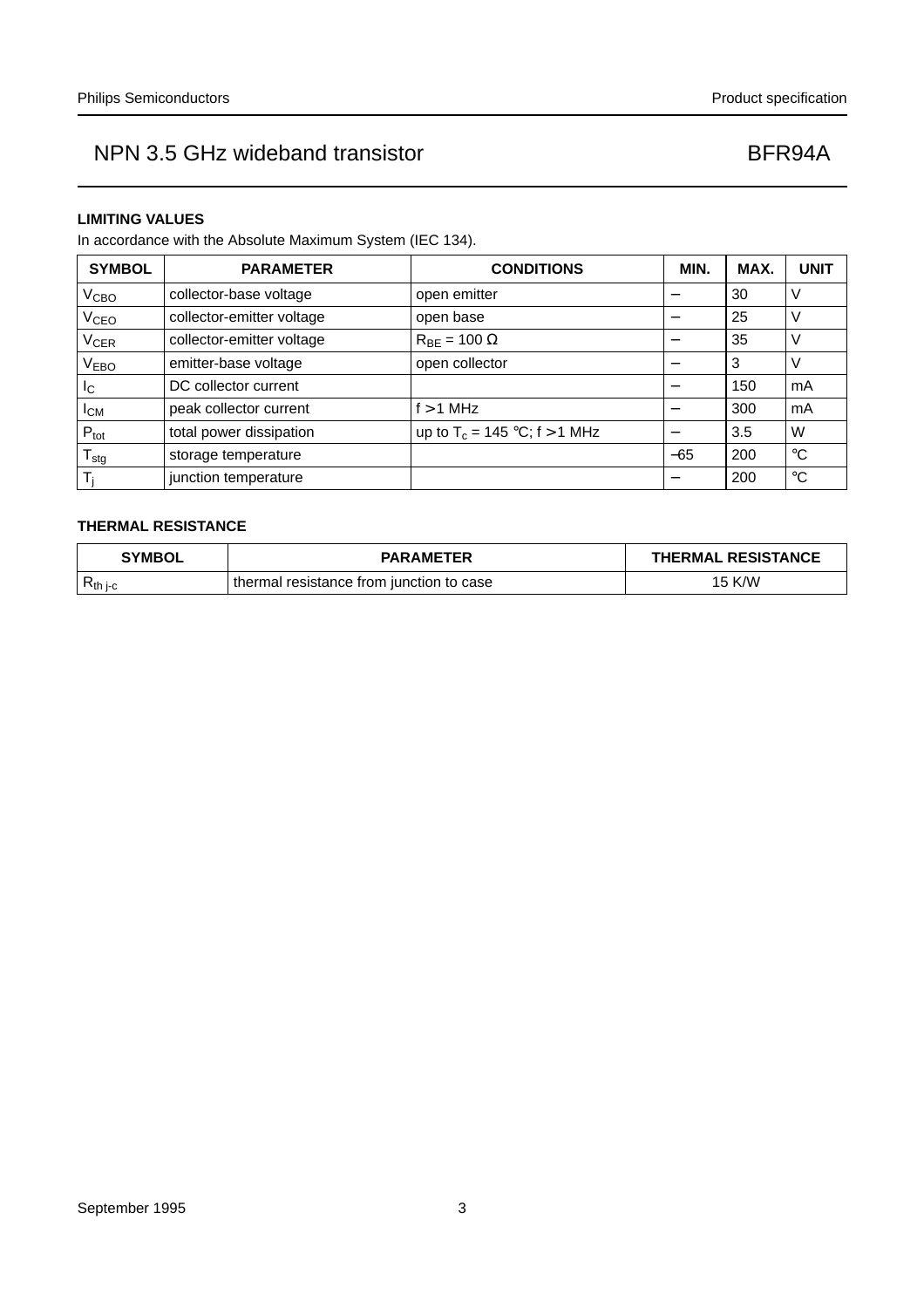## LIMITING VALUES

In accordance with the Absolute Maximum System (IEC 134).

| SYMBOL | PARAMETER | CONDITIONS | MIN. | MAX. | UNIT |
|---|---|---|---|---|---|
| $V_{CBO}$ | collector-base voltage | open emitter | – | 30 | V |
| $V_{CEO}$ | collector-emitter voltage | open base | – | 25 | V |
| $V_{CER}$ | collector-emitter voltage | $R_{BE}$ = 100 Ω | – | 35 | V |
| $V_{EBO}$ | emitter-base voltage | open collector | – | 3 | V |
| $I_C$ | DC collector current | | – | 150 | mA |
| $I_{CM}$ | peak collector current | f > 1 MHz | – | 300 | mA |
| $P_{tot}$ | total power dissipation | up to $T_c$ = 145 °C; f > 1 MHz | – | 3.5 | W |
| $T_{stg}$ | storage temperature | | −65 | 200 | °C |
| $T_j$ | junction temperature | | – | 200 | °C |

## THERMAL RESISTANCE

| SYMBOL | PARAMETER | THERMAL RESISTANCE |
|---|---|---|
| $R_{th\ j\text{-}c}$ | thermal resistance from junction to case | 15 K/W |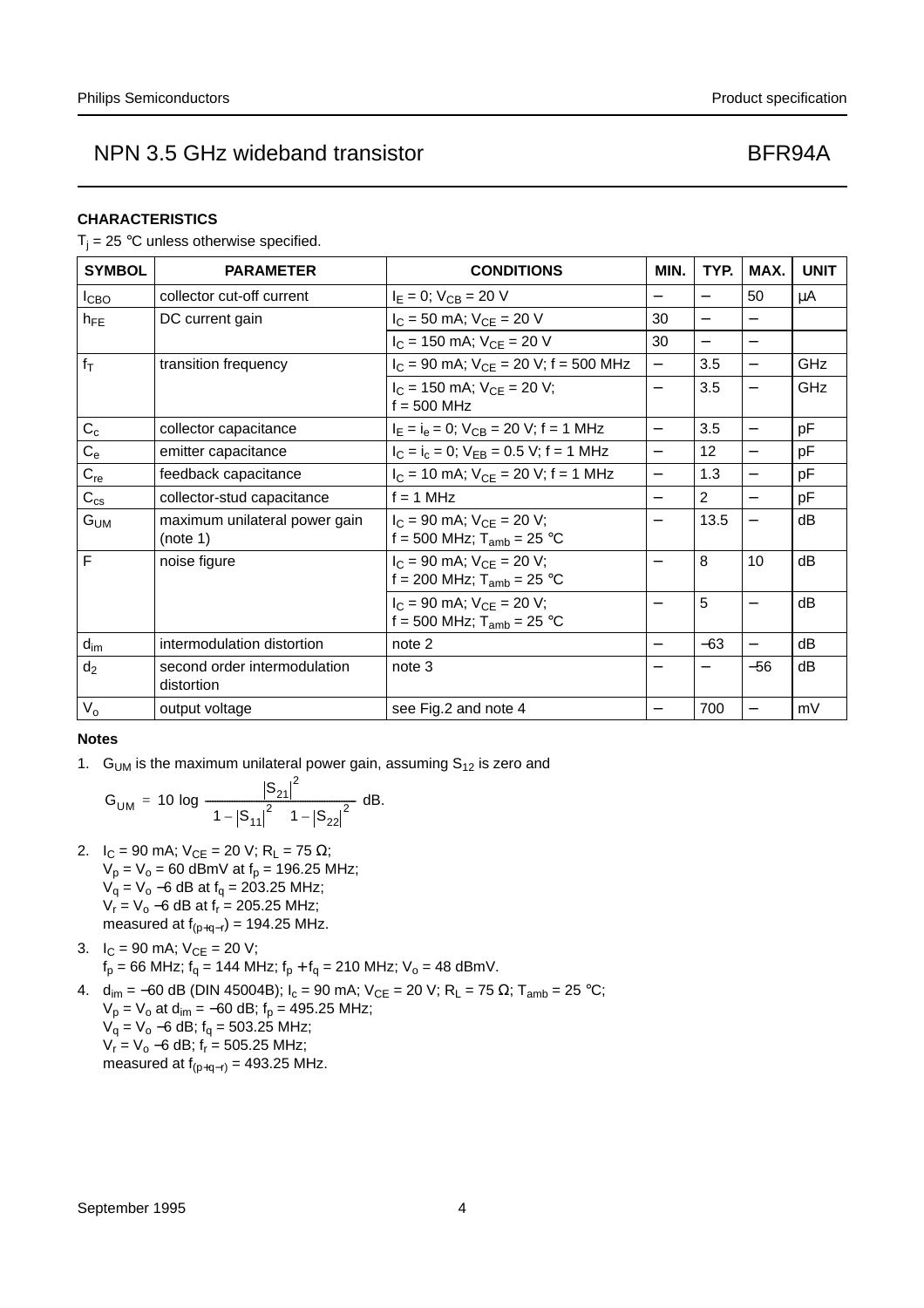## CHARACTERISTICS

$T_j$ = 25 °C unless otherwise specified.

| SYMBOL | PARAMETER | CONDITIONS | MIN. | TYP. | MAX. | UNIT |
|---|---|---|---|---|---|---|
| $I_{CBO}$ | collector cut-off current | $I_E$ = 0; $V_{CB}$ = 20 V | − | − | 50 | μA |
| $h_{FE}$ | DC current gain | $I_C$ = 50 mA; $V_{CE}$ = 20 V | 30 | − | − | |
| | | $I_C$ = 150 mA; $V_{CE}$ = 20 V | 30 | − | − | |
| $f_T$ | transition frequency | $I_C$ = 90 mA; $V_{CE}$ = 20 V; f = 500 MHz | − | 3.5 | − | GHz |
| | | $I_C$ = 150 mA; $V_{CE}$ = 20 V; f = 500 MHz | − | 3.5 | − | GHz |
| $C_c$ | collector capacitance | $I_E = i_e$ = 0; $V_{CB}$ = 20 V; f = 1 MHz | − | 3.5 | − | pF |
| $C_e$ | emitter capacitance | $I_C = i_c$ = 0; $V_{EB}$ = 0.5 V; f = 1 MHz | − | 12 | − | pF |
| $C_{re}$ | feedback capacitance | $I_C$ = 10 mA; $V_{CE}$ = 20 V; f = 1 MHz | − | 1.3 | − | pF |
| $C_{cs}$ | collector-stud capacitance | f = 1 MHz | − | 2 | − | pF |
| $G_{UM}$ | maximum unilateral power gain (note 1) | $I_C$ = 90 mA; $V_{CE}$ = 20 V; f = 500 MHz; $T_{amb}$ = 25 °C | − | 13.5 | − | dB |
| F | noise figure | $I_C$ = 90 mA; $V_{CE}$ = 20 V; f = 200 MHz; $T_{amb}$ = 25 °C | − | 8 | 10 | dB |
| | | $I_C$ = 90 mA; $V_{CE}$ = 20 V; f = 500 MHz; $T_{amb}$ = 25 °C | − | 5 | − | dB |
| $d_{im}$ | intermodulation distortion | note 2 | − | −63 | − | dB |
| $d_2$ | second order intermodulation distortion | note 3 | − | − | −56 | dB |
| $V_o$ | output voltage | see Fig.2 and note 4 | − | 700 | − | mV |

### Notes

1. $G_{UM}$ is the maximum unilateral power gain, assuming $S_{12}$ is zero and

$$G_{UM} = 10\log\frac{|S_{21}|^2}{\left(1-|S_{11}|^2\right)\left(1-|S_{22}|^2\right)}\ \text{dB.}$$

2. $I_C$ = 90 mA; $V_{CE}$ = 20 V; $R_L$ = 75 Ω;
   $V_p = V_o$ = 60 dBmV at $f_p$ = 196.25 MHz;
   $V_q = V_o$ −6 dB at $f_q$ = 203.25 MHz;
   $V_r = V_o$ −6 dB at $f_r$ = 205.25 MHz;
   measured at $f_{(p+q-r)}$ = 194.25 MHz.
3. $I_C$ = 90 mA; $V_{CE}$ = 20 V;
   $f_p$ = 66 MHz; $f_q$ = 144 MHz; $f_p + f_q$ = 210 MHz; $V_o$ = 48 dBmV.
4. $d_{im}$ = −60 dB (DIN 45004B); $I_c$ = 90 mA; $V_{CE}$ = 20 V; $R_L$ = 75 Ω; $T_{amb}$ = 25 °C;
   $V_p = V_o$ at $d_{im}$ = −60 dB; $f_p$ = 495.25 MHz;
   $V_q = V_o$ −6 dB; $f_q$ = 503.25 MHz;
   $V_r = V_o$ −6 dB; $f_r$ = 505.25 MHz;
   measured at $f_{(p+q-r)}$ = 493.25 MHz.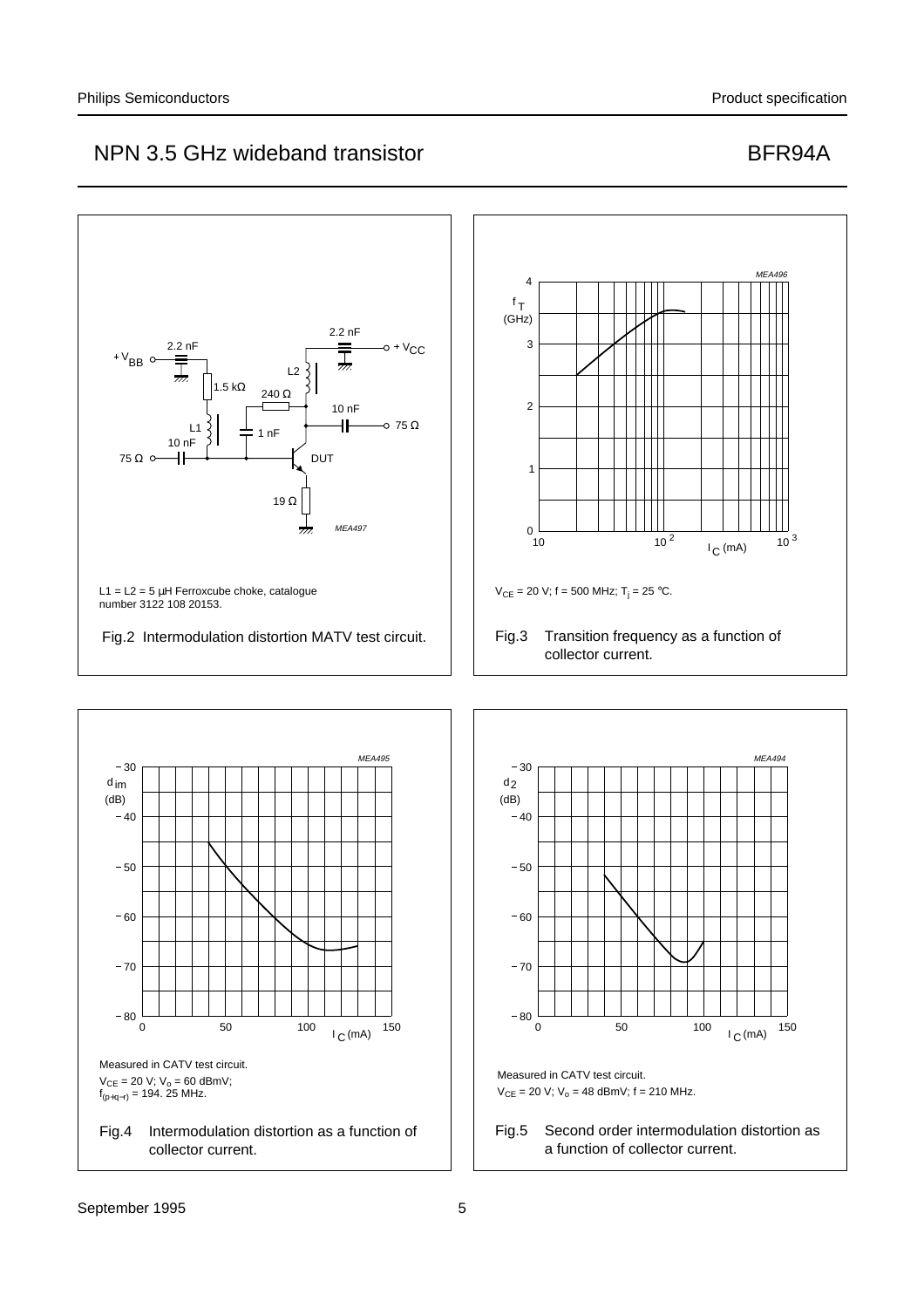L1 = L2 = 5 µH Ferroxcube choke, catalogue number 3122 108 20153.

Fig.2 Intermodulation distortion MATV test circuit.

$V_{CE}$ = 20 V; f = 500 MHz; $T_j$ = 25 °C.

Fig.3 Transition frequency as a function of collector current.

Measured in CATV test circuit.

$V_{CE}$ = 20 V; $V_o$ = 60 dBmV; $f_{(p+q-r)}$ = 194. 25 MHz.

Fig.4 Intermodulation distortion as a function of collector current.

Measured in CATV test circuit.

$V_{CE}$ = 20 V; $V_o$ = 48 dBmV; f = 210 MHz.

Fig.5 Second order intermodulation distortion as a function of collector current.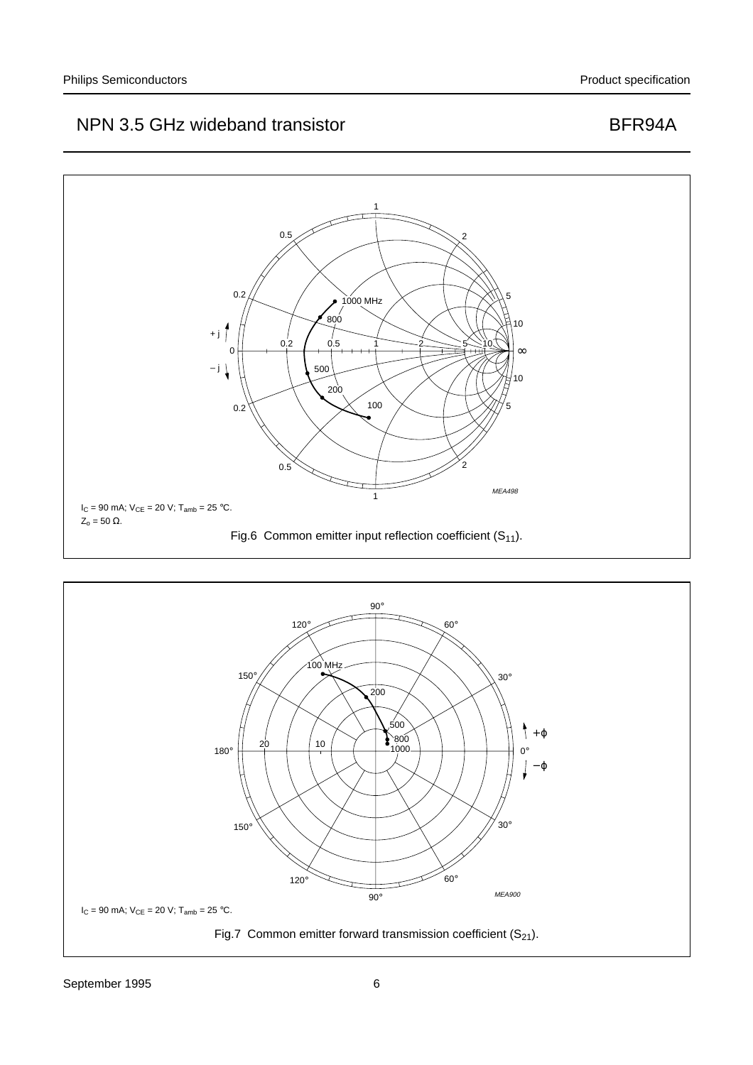$I_C$ = 90 mA; $V_{CE}$ = 20 V; $T_{amb}$ = 25 °C.
$Z_o$ = 50 Ω.

Fig.6 Common emitter input reflection coefficient ($S_{11}$).

$I_C$ = 90 mA; $V_{CE}$ = 20 V; $T_{amb}$ = 25 °C.

Fig.7 Common emitter forward transmission coefficient ($S_{21}$).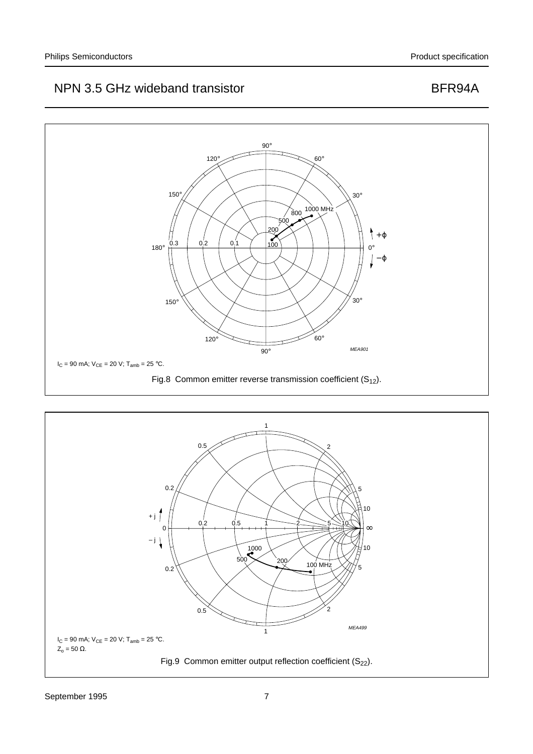$I_C$ = 90 mA; $V_{CE}$ = 20 V; $T_{amb}$ = 25 °C.

Fig.8 Common emitter reverse transmission coefficient ($S_{12}$).

$I_C$ = 90 mA; $V_{CE}$ = 20 V; $T_{amb}$ = 25 °C.
$Z_o$ = 50 Ω.

Fig.9 Common emitter output reflection coefficient ($S_{22}$).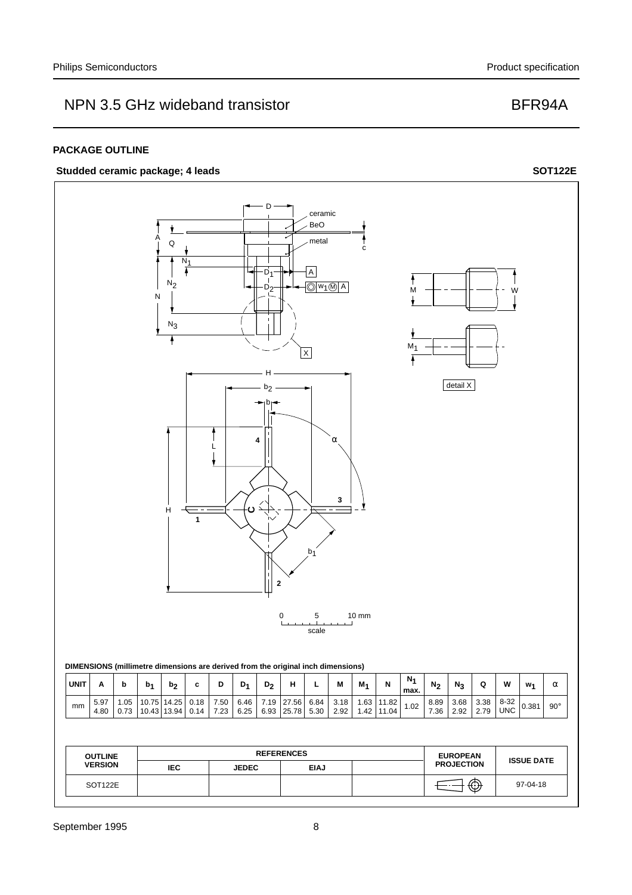## PACKAGE OUTLINE

**Studded ceramic package; 4 leads** **SOT122E**

**DIMENSIONS (millimetre dimensions are derived from the original inch dimensions)**

| UNIT | A | b | $b_1$ | $b_2$ | c | D | $D_1$ | $D_2$ | H | L | M | $M_1$ | N | $N_1$ max. | $N_2$ | $N_3$ | Q | W | $w_1$ | α |
|---|---|---|---|---|---|---|---|---|---|---|---|---|---|---|---|---|---|---|---|---|
| mm | 5.97<br>4.80 | 1.05<br>0.73 | 10.75<br>10.43 | 14.25<br>13.94 | 0.18<br>0.14 | 7.50<br>7.23 | 6.46<br>6.25 | 7.19<br>6.93 | 27.56<br>25.78 | 6.84<br>5.30 | 3.18<br>2.92 | 1.63<br>1.42 | 11.82<br>11.04 | 1.02 | 8.89<br>7.36 | 3.68<br>2.92 | 3.38<br>2.79 | 8-32<br>UNC | 0.381 | 90° |

| OUTLINE VERSION | REFERENCES | | | | EUROPEAN PROJECTION | ISSUE DATE |
|---|---|---|---|---|---|---|
| | IEC | JEDEC | EIAJ | | | |
| SOT122E | | | | | | 97-04-18 |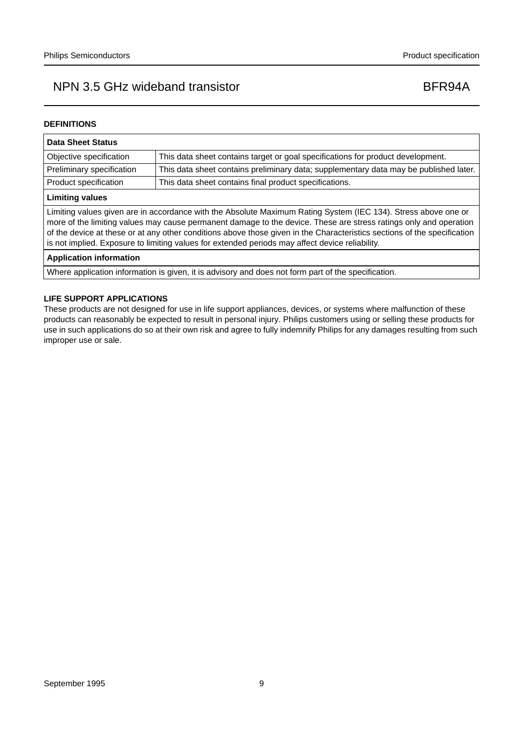## DEFINITIONS

| Data Sheet Status | |
|---|---|
| Objective specification | This data sheet contains target or goal specifications for product development. |
| Preliminary specification | This data sheet contains preliminary data; supplementary data may be published later. |
| Product specification | This data sheet contains final product specifications. |
| **Limiting values** | |
| Limiting values given are in accordance with the Absolute Maximum Rating System (IEC 134). Stress above one or more of the limiting values may cause permanent damage to the device. These are stress ratings only and operation of the device at these or at any other conditions above those given in the Characteristics sections of the specification is not implied. Exposure to limiting values for extended periods may affect device reliability. | |
| **Application information** | |
| Where application information is given, it is advisory and does not form part of the specification. | |

## LIFE SUPPORT APPLICATIONS

These products are not designed for use in life support appliances, devices, or systems where malfunction of these products can reasonably be expected to result in personal injury. Philips customers using or selling these products for use in such applications do so at their own risk and agree to fully indemnify Philips for any damages resulting from such improper use or sale.